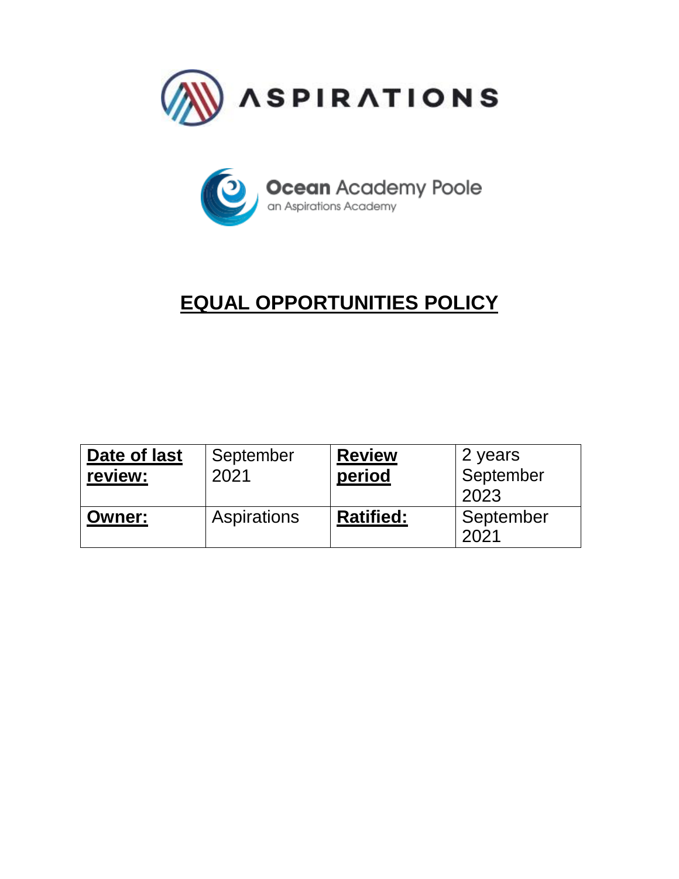ASPIRATIONS

**Ocean** Academy Poole
an Aspirations Academy

# EQUAL OPPORTUNITIES POLICY

| **Date of last review:** | September 2021 | **Review period** | 2 years September 2023 |
|---|---|---|---|
| **Owner:** | Aspirations | **Ratified:** | September 2021 |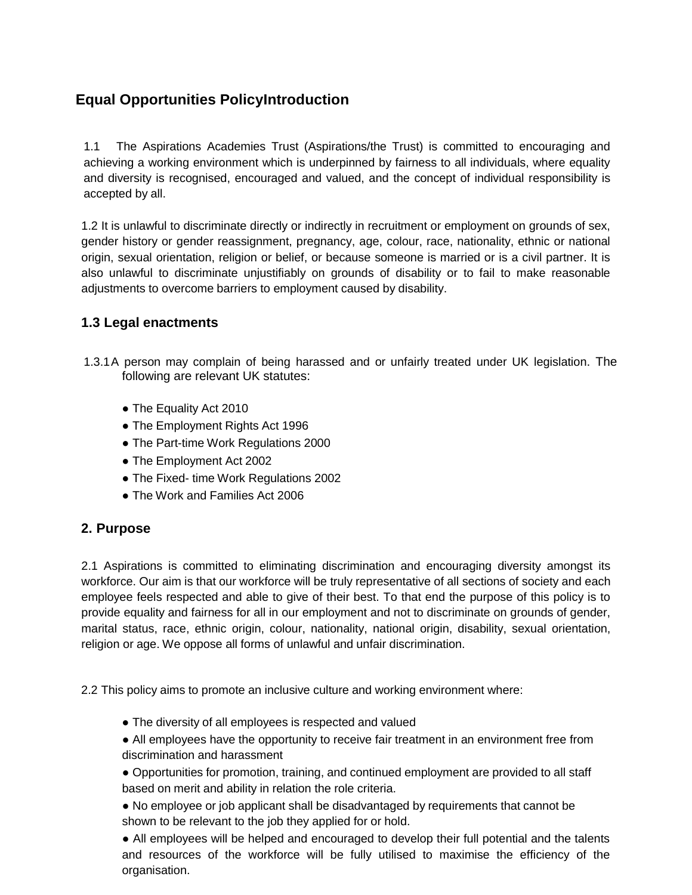## Equal Opportunities PolicyIntroduction

1.1 The Aspirations Academies Trust (Aspirations/the Trust) is committed to encouraging and achieving a working environment which is underpinned by fairness to all individuals, where equality and diversity is recognised, encouraged and valued, and the concept of individual responsibility is accepted by all.

1.2 It is unlawful to discriminate directly or indirectly in recruitment or employment on grounds of sex, gender history or gender reassignment, pregnancy, age, colour, race, nationality, ethnic or national origin, sexual orientation, religion or belief, or because someone is married or is a civil partner. It is also unlawful to discriminate unjustifiably on grounds of disability or to fail to make reasonable adjustments to overcome barriers to employment caused by disability.

### 1.3 Legal enactments

1.3.1 A person may complain of being harassed and or unfairly treated under UK legislation. The following are relevant UK statutes:

- The Equality Act 2010
- The Employment Rights Act 1996
- The Part-time Work Regulations 2000
- The Employment Act 2002
- The Fixed- time Work Regulations 2002
- The Work and Families Act 2006

### 2. Purpose

2.1 Aspirations is committed to eliminating discrimination and encouraging diversity amongst its workforce. Our aim is that our workforce will be truly representative of all sections of society and each employee feels respected and able to give of their best. To that end the purpose of this policy is to provide equality and fairness for all in our employment and not to discriminate on grounds of gender, marital status, race, ethnic origin, colour, nationality, national origin, disability, sexual orientation, religion or age. We oppose all forms of unlawful and unfair discrimination.

2.2 This policy aims to promote an inclusive culture and working environment where:

- The diversity of all employees is respected and valued
- All employees have the opportunity to receive fair treatment in an environment free from discrimination and harassment
- Opportunities for promotion, training, and continued employment are provided to all staff based on merit and ability in relation the role criteria.
- No employee or job applicant shall be disadvantaged by requirements that cannot be shown to be relevant to the job they applied for or hold.
- All employees will be helped and encouraged to develop their full potential and the talents and resources of the workforce will be fully utilised to maximise the efficiency of the organisation.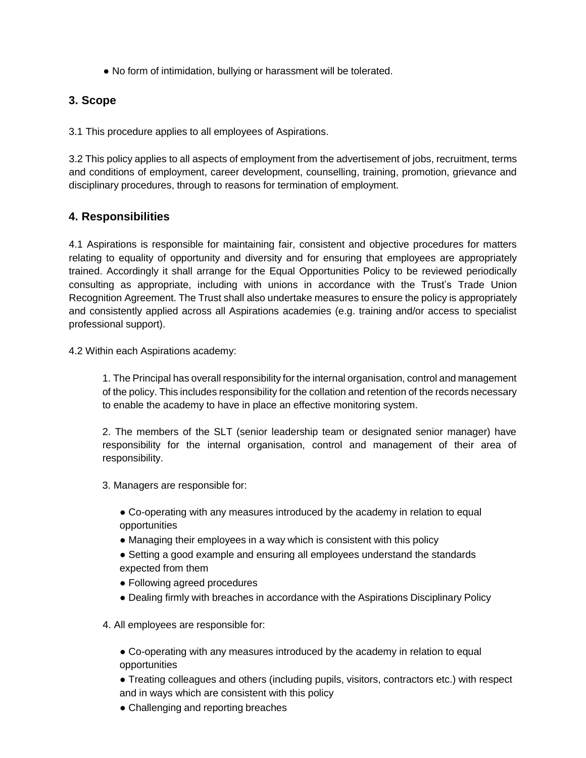- No form of intimidation, bullying or harassment will be tolerated.

## 3. Scope

3.1 This procedure applies to all employees of Aspirations.

3.2 This policy applies to all aspects of employment from the advertisement of jobs, recruitment, terms and conditions of employment, career development, counselling, training, promotion, grievance and disciplinary procedures, through to reasons for termination of employment.

## 4. Responsibilities

4.1 Aspirations is responsible for maintaining fair, consistent and objective procedures for matters relating to equality of opportunity and diversity and for ensuring that employees are appropriately trained. Accordingly it shall arrange for the Equal Opportunities Policy to be reviewed periodically consulting as appropriate, including with unions in accordance with the Trust's Trade Union Recognition Agreement. The Trust shall also undertake measures to ensure the policy is appropriately and consistently applied across all Aspirations academies (e.g. training and/or access to specialist professional support).

4.2 Within each Aspirations academy:

1. The Principal has overall responsibility for the internal organisation, control and management of the policy. This includes responsibility for the collation and retention of the records necessary to enable the academy to have in place an effective monitoring system.

2. The members of the SLT (senior leadership team or designated senior manager) have responsibility for the internal organisation, control and management of their area of responsibility.

3. Managers are responsible for:

   - Co-operating with any measures introduced by the academy in relation to equal opportunities
   - Managing their employees in a way which is consistent with this policy
   - Setting a good example and ensuring all employees understand the standards expected from them
   - Following agreed procedures
   - Dealing firmly with breaches in accordance with the Aspirations Disciplinary Policy

4. All employees are responsible for:

   - Co-operating with any measures introduced by the academy in relation to equal opportunities
   - Treating colleagues and others (including pupils, visitors, contractors etc.) with respect and in ways which are consistent with this policy
   - Challenging and reporting breaches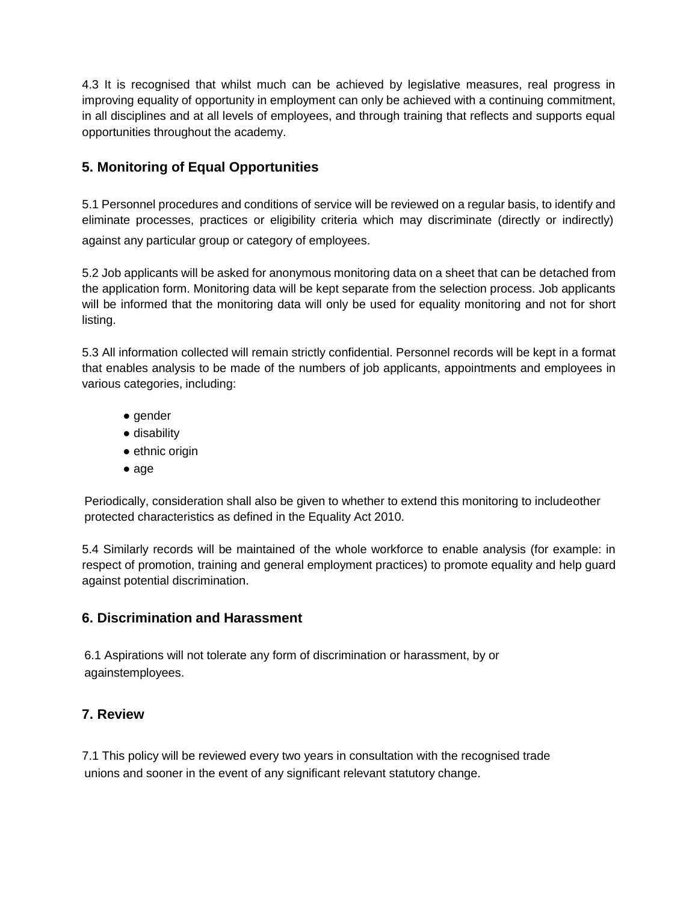4.3 It is recognised that whilst much can be achieved by legislative measures, real progress in improving equality of opportunity in employment can only be achieved with a continuing commitment, in all disciplines and at all levels of employees, and through training that reflects and supports equal opportunities throughout the academy.

## 5. Monitoring of Equal Opportunities

5.1 Personnel procedures and conditions of service will be reviewed on a regular basis, to identify and eliminate processes, practices or eligibility criteria which may discriminate (directly or indirectly) against any particular group or category of employees.

5.2 Job applicants will be asked for anonymous monitoring data on a sheet that can be detached from the application form. Monitoring data will be kept separate from the selection process. Job applicants will be informed that the monitoring data will only be used for equality monitoring and not for short listing.

5.3 All information collected will remain strictly confidential. Personnel records will be kept in a format that enables analysis to be made of the numbers of job applicants, appointments and employees in various categories, including:

- gender
- disability
- ethnic origin
- age

Periodically, consideration shall also be given to whether to extend this monitoring to includeother protected characteristics as defined in the Equality Act 2010.

5.4 Similarly records will be maintained of the whole workforce to enable analysis (for example: in respect of promotion, training and general employment practices) to promote equality and help guard against potential discrimination.

## 6. Discrimination and Harassment

6.1 Aspirations will not tolerate any form of discrimination or harassment, by or againstemployees.

## 7. Review

7.1 This policy will be reviewed every two years in consultation with the recognised trade unions and sooner in the event of any significant relevant statutory change.